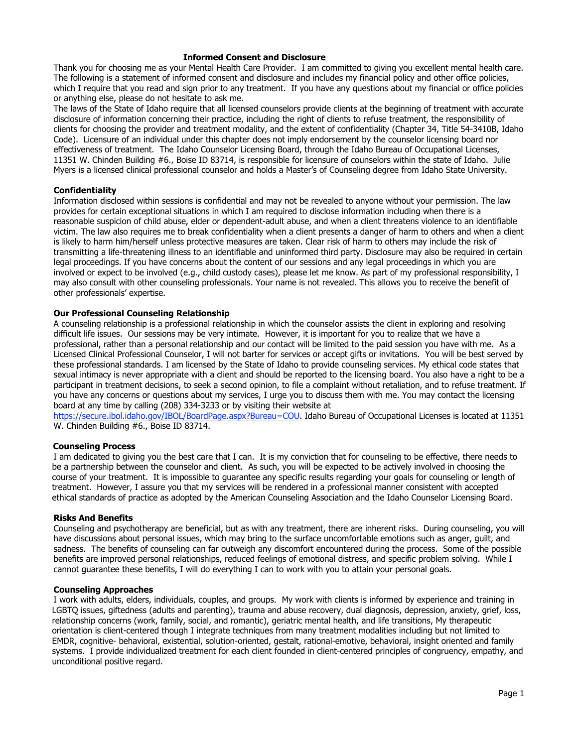# Informed Consent and Disclosure

Thank you for choosing me as your Mental Health Care Provider. I am committed to giving you excellent mental health care. The following is a statement of informed consent and disclosure and includes my financial policy and other office policies, which I require that you read and sign prior to any treatment. If you have any questions about my financial or office policies or anything else, please do not hesitate to ask me.

The laws of the State of Idaho require that all licensed counselors provide clients at the beginning of treatment with accurate disclosure of information concerning their practice, including the right of clients to refuse treatment, the responsibility of clients for choosing the provider and treatment modality, and the extent of confidentiality (Chapter 34, Title 54-3410B, Idaho Code). Licensure of an individual under this chapter does not imply endorsement by the counselor licensing board nor effectiveness of treatment. The Idaho Counselor Licensing Board, through the Idaho Bureau of Occupational Licenses, 11351 W. Chinden Building #6., Boise ID 83714, is responsible for licensure of counselors within the state of Idaho. Julie Myers is a licensed clinical professional counselor and holds a Master's of Counseling degree from Idaho State University.

## Confidentiality

Information disclosed within sessions is confidential and may not be revealed to anyone without your permission. The law provides for certain exceptional situations in which I am required to disclose information including when there is a reasonable suspicion of child abuse, elder or dependent-adult abuse, and when a client threatens violence to an identifiable victim. The law also requires me to break confidentiality when a client presents a danger of harm to others and when a client is likely to harm him/herself unless protective measures are taken. Clear risk of harm to others may include the risk of transmitting a life-threatening illness to an identifiable and uninformed third party. Disclosure may also be required in certain legal proceedings. If you have concerns about the content of our sessions and any legal proceedings in which you are involved or expect to be involved (e.g., child custody cases), please let me know. As part of my professional responsibility, I may also consult with other counseling professionals. Your name is not revealed. This allows you to receive the benefit of other professionals' expertise.

## Our Professional Counseling Relationship

A counseling relationship is a professional relationship in which the counselor assists the client in exploring and resolving difficult life issues. Our sessions may be very intimate. However, it is important for you to realize that we have a professional, rather than a personal relationship and our contact will be limited to the paid session you have with me. As a Licensed Clinical Professional Counselor, I will not barter for services or accept gifts or invitations. You will be best served by these professional standards. I am licensed by the State of Idaho to provide counseling services. My ethical code states that sexual intimacy is never appropriate with a client and should be reported to the licensing board. You also have a right to be a participant in treatment decisions, to seek a second opinion, to file a complaint without retaliation, and to refuse treatment. If you have any concerns or questions about my services, I urge you to discuss them with me. You may contact the licensing board at any time by calling (208) 334-3233 or by visiting their website at [https://secure.ibol.idaho.gov/IBOL/BoardPage.aspx?Bureau=COU](https://secure.ibol.idaho.gov/IBOL/BoardPage.aspx?Bureau=COU). Idaho Bureau of Occupational Licenses is located at 11351 W. Chinden Building #6., Boise ID 83714.

## Counseling Process

I am dedicated to giving you the best care that I can. It is my conviction that for counseling to be effective, there needs to be a partnership between the counselor and client. As such, you will be expected to be actively involved in choosing the course of your treatment. It is impossible to guarantee any specific results regarding your goals for counseling or length of treatment. However, I assure you that my services will be rendered in a professional manner consistent with accepted ethical standards of practice as adopted by the American Counseling Association and the Idaho Counselor Licensing Board.

## Risks And Benefits

Counseling and psychotherapy are beneficial, but as with any treatment, there are inherent risks. During counseling, you will have discussions about personal issues, which may bring to the surface uncomfortable emotions such as anger, guilt, and sadness. The benefits of counseling can far outweigh any discomfort encountered during the process. Some of the possible benefits are improved personal relationships, reduced feelings of emotional distress, and specific problem solving. While I cannot guarantee these benefits, I will do everything I can to work with you to attain your personal goals.

## Counseling Approaches

I work with adults, elders, individuals, couples, and groups. My work with clients is informed by experience and training in LGBTQ issues, giftedness (adults and parenting), trauma and abuse recovery, dual diagnosis, depression, anxiety, grief, loss, relationship concerns (work, family, social, and romantic), geriatric mental health, and life transitions, My therapeutic orientation is client-centered though I integrate techniques from many treatment modalities including but not limited to EMDR, cognitive- behavioral, existential, solution-oriented, gestalt, rational-emotive, behavioral, insight oriented and family systems. I provide individualized treatment for each client founded in client-centered principles of congruency, empathy, and unconditional positive regard.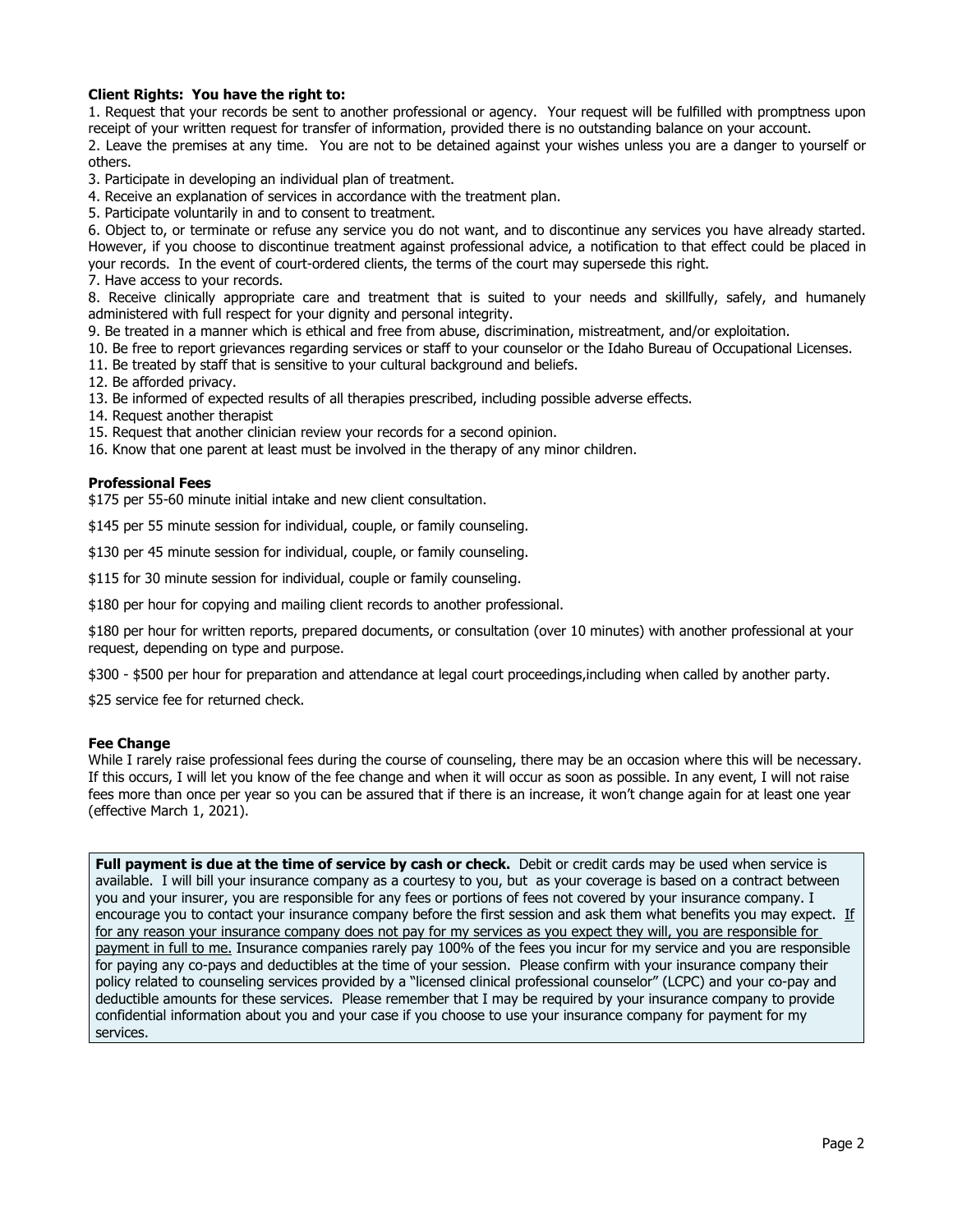**Client Rights: You have the right to:**

1. Request that your records be sent to another professional or agency. Your request will be fulfilled with promptness upon receipt of your written request for transfer of information, provided there is no outstanding balance on your account.
2. Leave the premises at any time. You are not to be detained against your wishes unless you are a danger to yourself or others.
3. Participate in developing an individual plan of treatment.
4. Receive an explanation of services in accordance with the treatment plan.
5. Participate voluntarily in and to consent to treatment.
6. Object to, or terminate or refuse any service you do not want, and to discontinue any services you have already started. However, if you choose to discontinue treatment against professional advice, a notification to that effect could be placed in your records. In the event of court-ordered clients, the terms of the court may supersede this right.
7. Have access to your records.
8. Receive clinically appropriate care and treatment that is suited to your needs and skillfully, safely, and humanely administered with full respect for your dignity and personal integrity.
9. Be treated in a manner which is ethical and free from abuse, discrimination, mistreatment, and/or exploitation.
10. Be free to report grievances regarding services or staff to your counselor or the Idaho Bureau of Occupational Licenses.
11. Be treated by staff that is sensitive to your cultural background and beliefs.
12. Be afforded privacy.
13. Be informed of expected results of all therapies prescribed, including possible adverse effects.
14. Request another therapist
15. Request that another clinician review your records for a second opinion.
16. Know that one parent at least must be involved in the therapy of any minor children.

**Professional Fees**

$175 per 55-60 minute initial intake and new client consultation.

$145 per 55 minute session for individual, couple, or family counseling.

$130 per 45 minute session for individual, couple, or family counseling.

$115 for 30 minute session for individual, couple or family counseling.

$180 per hour for copying and mailing client records to another professional.

$180 per hour for written reports, prepared documents, or consultation (over 10 minutes) with another professional at your request, depending on type and purpose.

$300 - $500 per hour for preparation and attendance at legal court proceedings,including when called by another party.

$25 service fee for returned check.

**Fee Change**

While I rarely raise professional fees during the course of counseling, there may be an occasion where this will be necessary. If this occurs, I will let you know of the fee change and when it will occur as soon as possible. In any event, I will not raise fees more than once per year so you can be assured that if there is an increase, it won't change again for at least one year (effective March 1, 2021).

**Full payment is due at the time of service by cash or check.** Debit or credit cards may be used when service is available. I will bill your insurance company as a courtesy to you, but as your coverage is based on a contract between you and your insurer, you are responsible for any fees or portions of fees not covered by your insurance company. I encourage you to contact your insurance company before the first session and ask them what benefits you may expect. <u>If for any reason your insurance company does not pay for my services as you expect they will, you are responsible for payment in full to me.</u> Insurance companies rarely pay 100% of the fees you incur for my service and you are responsible for paying any co-pays and deductibles at the time of your session. Please confirm with your insurance company their policy related to counseling services provided by a "licensed clinical professional counselor" (LCPC) and your co-pay and deductible amounts for these services. Please remember that I may be required by your insurance company to provide confidential information about you and your case if you choose to use your insurance company for payment for my services.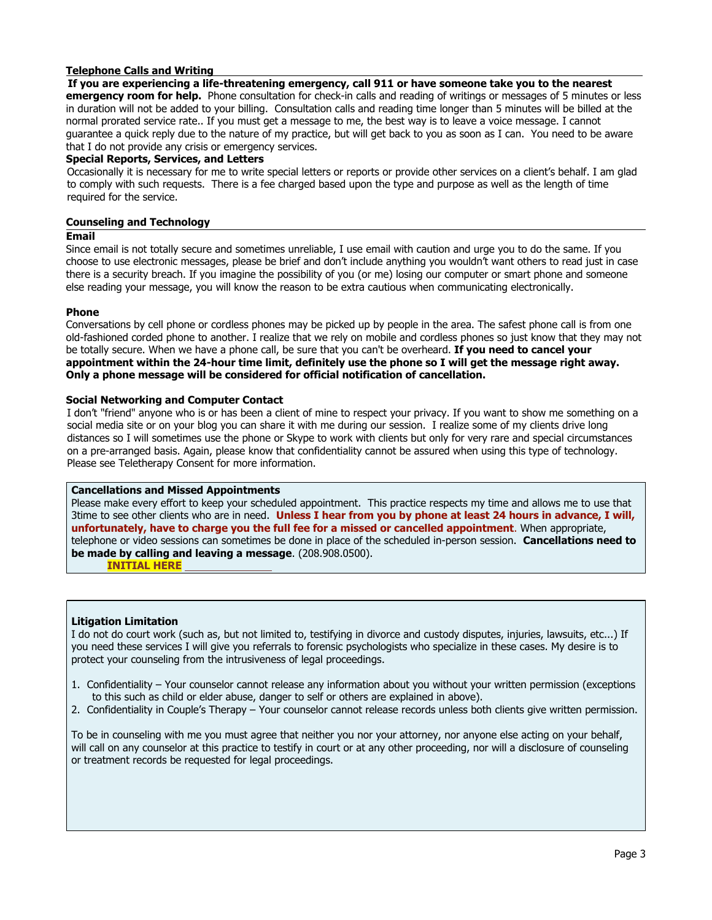## Telephone Calls and Writing

**If you are experiencing a life-threatening emergency, call 911 or have someone take you to the nearest emergency room for help.** Phone consultation for check-in calls and reading of writings or messages of 5 minutes or less in duration will not be added to your billing. Consultation calls and reading time longer than 5 minutes will be billed at the normal prorated service rate.. If you must get a message to me, the best way is to leave a voice message. I cannot guarantee a quick reply due to the nature of my practice, but will get back to you as soon as I can. You need to be aware that I do not provide any crisis or emergency services.

### Special Reports, Services, and Letters

Occasionally it is necessary for me to write special letters or reports or provide other services on a client's behalf. I am glad to comply with such requests. There is a fee charged based upon the type and purpose as well as the length of time required for the service.

## Counseling and Technology

### Email

Since email is not totally secure and sometimes unreliable, I use email with caution and urge you to do the same. If you choose to use electronic messages, please be brief and don't include anything you wouldn't want others to read just in case there is a security breach. If you imagine the possibility of you (or me) losing our computer or smart phone and someone else reading your message, you will know the reason to be extra cautious when communicating electronically.

### Phone

Conversations by cell phone or cordless phones may be picked up by people in the area. The safest phone call is from one old-fashioned corded phone to another. I realize that we rely on mobile and cordless phones so just know that they may not be totally secure. When we have a phone call, be sure that you can't be overheard. **If you need to cancel your appointment within the 24-hour time limit, definitely use the phone so I will get the message right away. Only a phone message will be considered for official notification of cancellation.**

### Social Networking and Computer Contact

I don't "friend" anyone who is or has been a client of mine to respect your privacy. If you want to show me something on a social media site or on your blog you can share it with me during our session. I realize some of my clients drive long distances so I will sometimes use the phone or Skype to work with clients but only for very rare and special circumstances on a pre-arranged basis. Again, please know that confidentiality cannot be assured when using this type of technology. Please see Teletherapy Consent for more information.

### Cancellations and Missed Appointments

Please make every effort to keep your scheduled appointment. This practice respects my time and allows me to use that 3time to see other clients who are in need. **Unless I hear from you by phone at least 24 hours in advance, I will, unfortunately, have to charge you the full fee for a missed or cancelled appointment**. When appropriate, telephone or video sessions can sometimes be done in place of the scheduled in-person session. **Cancellations need to be made by calling and leaving a message**. (208.908.0500).

**INITIAL HERE** ______________

### Litigation Limitation

I do not do court work (such as, but not limited to, testifying in divorce and custody disputes, injuries, lawsuits, etc...) If you need these services I will give you referrals to forensic psychologists who specialize in these cases. My desire is to protect your counseling from the intrusiveness of legal proceedings.

1. Confidentiality – Your counselor cannot release any information about you without your written permission (exceptions to this such as child or elder abuse, danger to self or others are explained in above).
2. Confidentiality in Couple's Therapy – Your counselor cannot release records unless both clients give written permission.

To be in counseling with me you must agree that neither you nor your attorney, nor anyone else acting on your behalf, will call on any counselor at this practice to testify in court or at any other proceeding, nor will a disclosure of counseling or treatment records be requested for legal proceedings.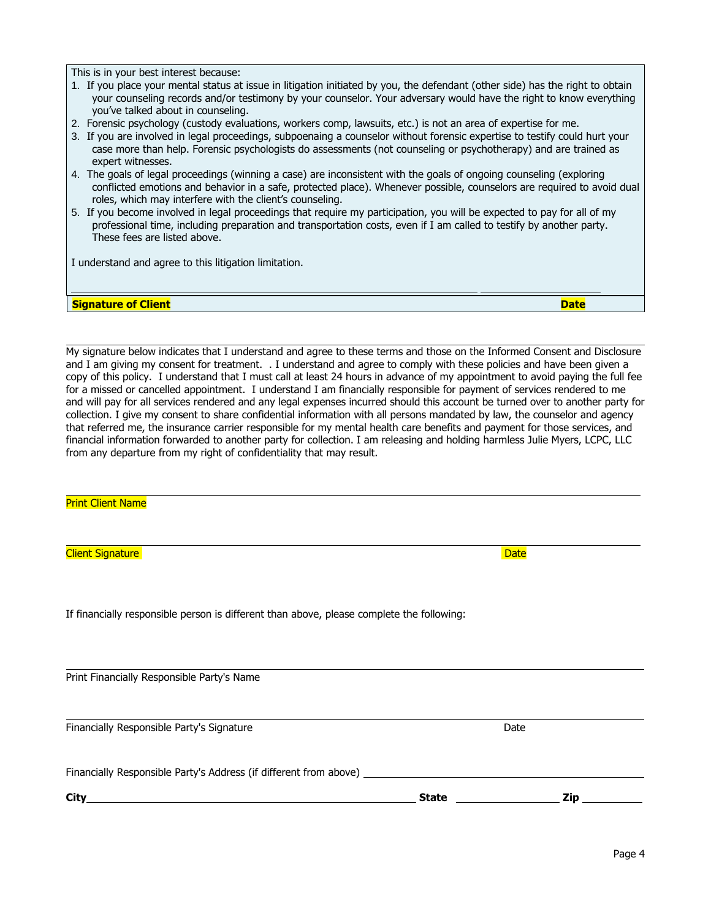This is in your best interest because:

1. If you place your mental status at issue in litigation initiated by you, the defendant (other side) has the right to obtain your counseling records and/or testimony by your counselor. Your adversary would have the right to know everything you've talked about in counseling.
2. Forensic psychology (custody evaluations, workers comp, lawsuits, etc.) is not an area of expertise for me.
3. If you are involved in legal proceedings, subpoenaing a counselor without forensic expertise to testify could hurt your case more than help. Forensic psychologists do assessments (not counseling or psychotherapy) and are trained as expert witnesses.
4. The goals of legal proceedings (winning a case) are inconsistent with the goals of ongoing counseling (exploring conflicted emotions and behavior in a safe, protected place). Whenever possible, counselors are required to avoid dual roles, which may interfere with the client's counseling.
5. If you become involved in legal proceedings that require my participation, you will be expected to pay for all of my professional time, including preparation and transportation costs, even if I am called to testify by another party. These fees are listed above.

I understand and agree to this litigation limitation.

______________________________________________ ____________________

**Signature of Client** **Date**

---

My signature below indicates that I understand and agree to these terms and those on the Informed Consent and Disclosure and I am giving my consent for treatment. . I understand and agree to comply with these policies and have been given a copy of this policy. I understand that I must call at least 24 hours in advance of my appointment to avoid paying the full fee for a missed or cancelled appointment. I understand I am financially responsible for payment of services rendered to me and will pay for all services rendered and any legal expenses incurred should this account be turned over to another party for collection. I give my consent to share confidential information with all persons mandated by law, the counselor and agency that referred me, the insurance carrier responsible for my mental health care benefits and payment for those services, and financial information forwarded to another party for collection. I am releasing and holding harmless Julie Myers, LCPC, LLC from any departure from my right of confidentiality that may result.

______________________________________________

Print Client Name

______________________________________________

Client Signature Date

If financially responsible person is different than above, please complete the following:

______________________________________________

Print Financially Responsible Party's Name

______________________________________________

Financially Responsible Party's Signature Date

Financially Responsible Party's Address (if different from above) ______________________________

**City**______________________________ **State** ____________ **Zip** __________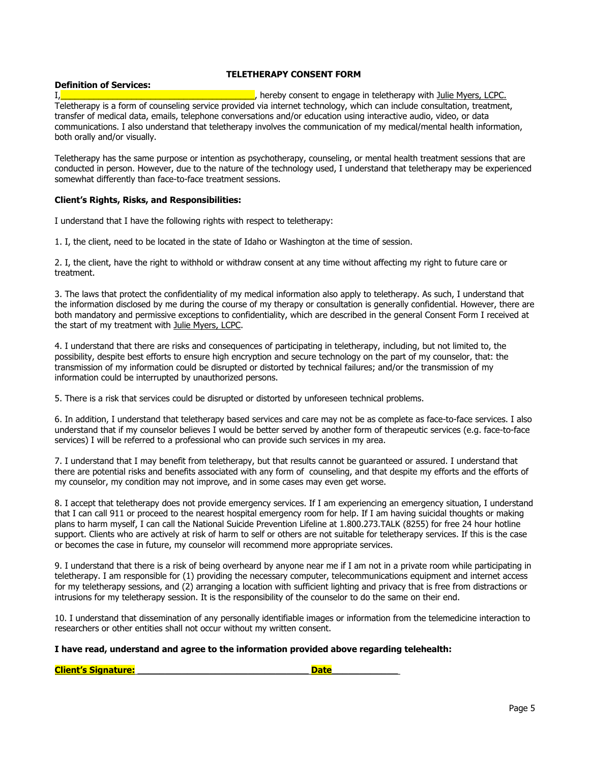# TELETHERAPY CONSENT FORM

**Definition of Services:**

I,________________________________________, hereby consent to engage in teletherapy with Julie Myers, LCPC. Teletherapy is a form of counseling service provided via internet technology, which can include consultation, treatment, transfer of medical data, emails, telephone conversations and/or education using interactive audio, video, or data communications. I also understand that teletherapy involves the communication of my medical/mental health information, both orally and/or visually.

Teletherapy has the same purpose or intention as psychotherapy, counseling, or mental health treatment sessions that are conducted in person. However, due to the nature of the technology used, I understand that teletherapy may be experienced somewhat differently than face-to-face treatment sessions.

**Client's Rights, Risks, and Responsibilities:**

I understand that I have the following rights with respect to teletherapy:

1. I, the client, need to be located in the state of Idaho or Washington at the time of session.

2. I, the client, have the right to withhold or withdraw consent at any time without affecting my right to future care or treatment.

3. The laws that protect the confidentiality of my medical information also apply to teletherapy. As such, I understand that the information disclosed by me during the course of my therapy or consultation is generally confidential. However, there are both mandatory and permissive exceptions to confidentiality, which are described in the general Consent Form I received at the start of my treatment with Julie Myers, LCPC.

4. I understand that there are risks and consequences of participating in teletherapy, including, but not limited to, the possibility, despite best efforts to ensure high encryption and secure technology on the part of my counselor, that: the transmission of my information could be disrupted or distorted by technical failures; and/or the transmission of my information could be interrupted by unauthorized persons.

5. There is a risk that services could be disrupted or distorted by unforeseen technical problems.

6. In addition, I understand that teletherapy based services and care may not be as complete as face-to-face services. I also understand that if my counselor believes I would be better served by another form of therapeutic services (e.g. face-to-face services) I will be referred to a professional who can provide such services in my area.

7. I understand that I may benefit from teletherapy, but that results cannot be guaranteed or assured. I understand that there are potential risks and benefits associated with any form of counseling, and that despite my efforts and the efforts of my counselor, my condition may not improve, and in some cases may even get worse.

8. I accept that teletherapy does not provide emergency services. If I am experiencing an emergency situation, I understand that I can call 911 or proceed to the nearest hospital emergency room for help. If I am having suicidal thoughts or making plans to harm myself, I can call the National Suicide Prevention Lifeline at 1.800.273.TALK (8255) for free 24 hour hotline support. Clients who are actively at risk of harm to self or others are not suitable for teletherapy services. If this is the case or becomes the case in future, my counselor will recommend more appropriate services.

9. I understand that there is a risk of being overheard by anyone near me if I am not in a private room while participating in teletherapy. I am responsible for (1) providing the necessary computer, telecommunications equipment and internet access for my teletherapy sessions, and (2) arranging a location with sufficient lighting and privacy that is free from distractions or intrusions for my teletherapy session. It is the responsibility of the counselor to do the same on their end.

10. I understand that dissemination of any personally identifiable images or information from the telemedicine interaction to researchers or other entities shall not occur without my written consent.

**I have read, understand and agree to the information provided above regarding telehealth:**

**Client's Signature:** _________________________________ **Date**_____________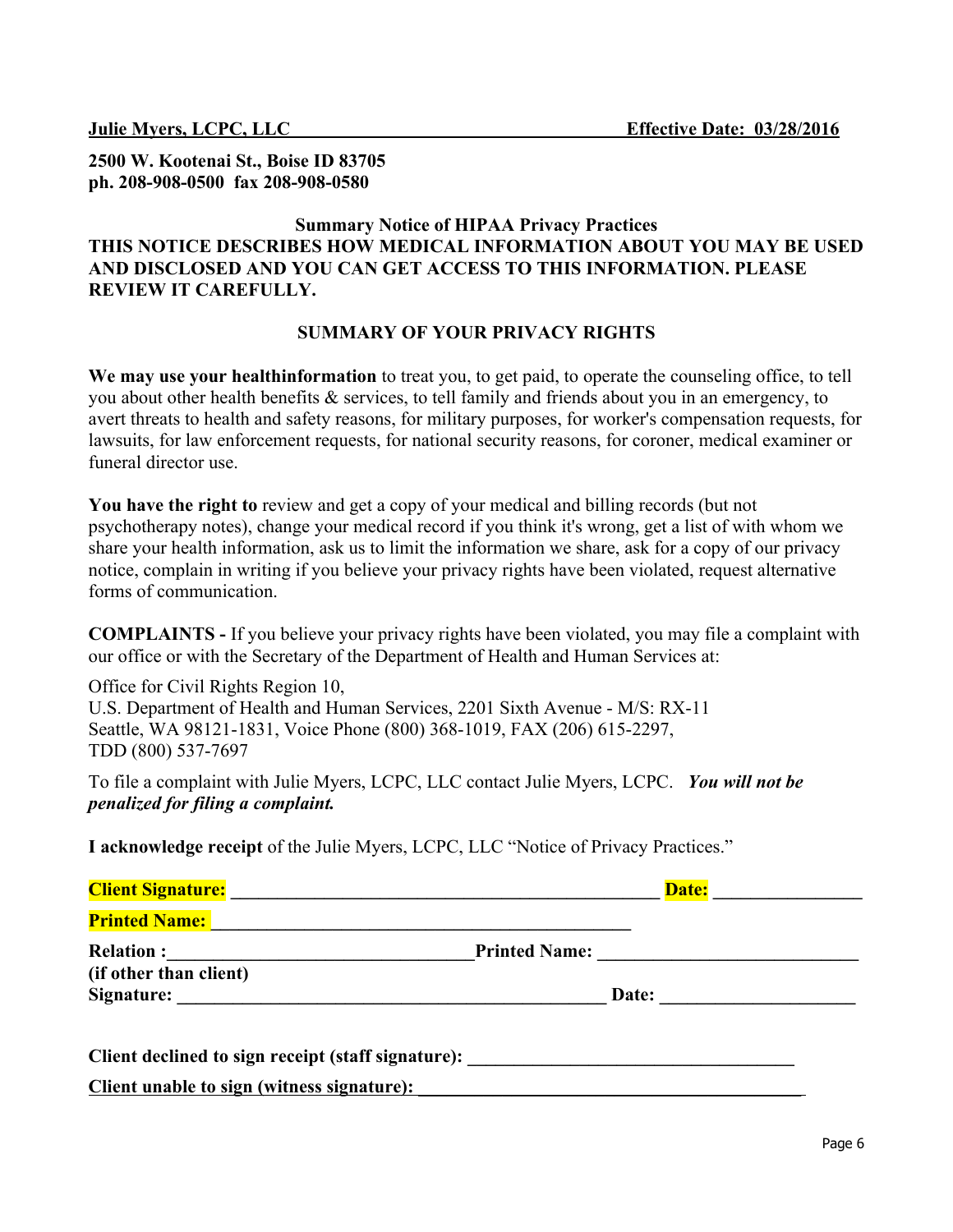**Julie Myers, LCPC, LLC** **Effective Date: 03/28/2016**

**2500 W. Kootenai St., Boise ID 83705**
**ph. 208-908-0500 fax 208-908-0580**

## Summary Notice of HIPAA Privacy Practices

**THIS NOTICE DESCRIBES HOW MEDICAL INFORMATION ABOUT YOU MAY BE USED AND DISCLOSED AND YOU CAN GET ACCESS TO THIS INFORMATION. PLEASE REVIEW IT CAREFULLY.**

### SUMMARY OF YOUR PRIVACY RIGHTS

**We may use your healthinformation** to treat you, to get paid, to operate the counseling office, to tell you about other health benefits & services, to tell family and friends about you in an emergency, to avert threats to health and safety reasons, for military purposes, for worker's compensation requests, for lawsuits, for law enforcement requests, for national security reasons, for coroner, medical examiner or funeral director use.

**You have the right to** review and get a copy of your medical and billing records (but not psychotherapy notes), change your medical record if you think it's wrong, get a list of with whom we share your health information, ask us to limit the information we share, ask for a copy of our privacy notice, complain in writing if you believe your privacy rights have been violated, request alternative forms of communication.

**COMPLAINTS -** If you believe your privacy rights have been violated, you may file a complaint with our office or with the Secretary of the Department of Health and Human Services at:

Office for Civil Rights Region 10,
U.S. Department of Health and Human Services, 2201 Sixth Avenue - M/S: RX-11
Seattle, WA 98121-1831, Voice Phone (800) 368-1019, FAX (206) 615-2297,
TDD (800) 537-7697

To file a complaint with Julie Myers, LCPC, LLC contact Julie Myers, LCPC. ***You will not be penalized for filing a complaint.***

**I acknowledge receipt** of the Julie Myers, LCPC, LLC "Notice of Privacy Practices."

**Client Signature:** ______________________________ **Date:** ______________

**Printed Name:** ______________________________

**Relation :** ______________________ **Printed Name:** ______________________
**(if other than client)**
**Signature:** ______________________________ **Date:** ______________

**Client declined to sign receipt (staff signature):** ______________________________

**Client unable to sign (witness signature):** ______________________________